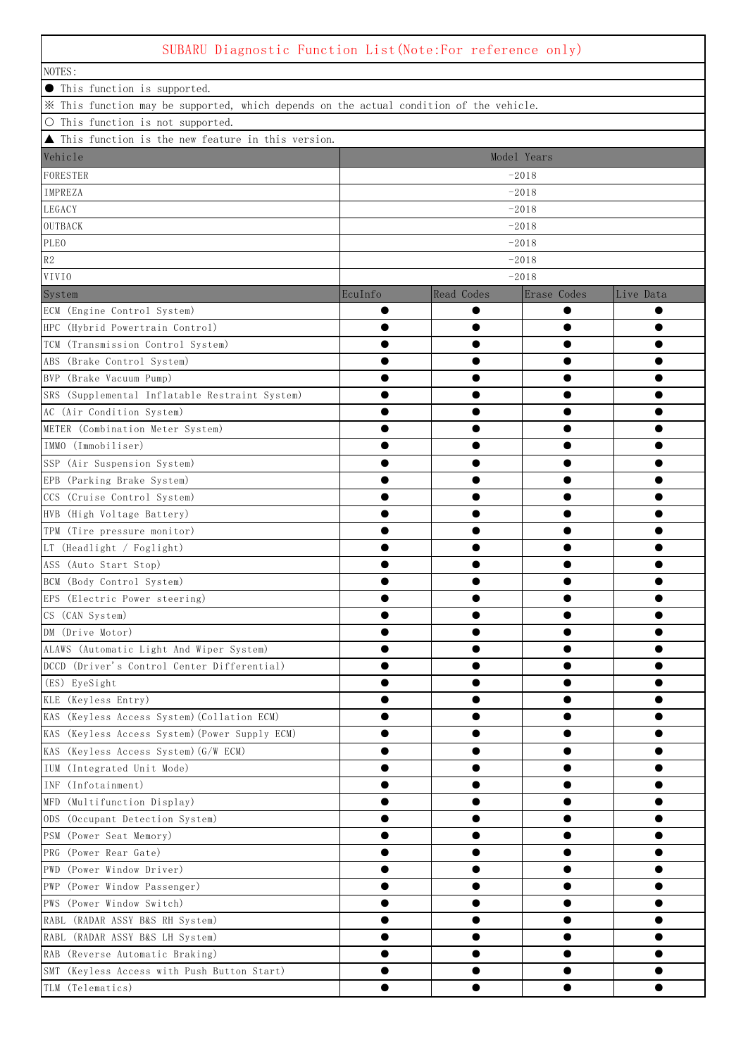# SUBARU Diagnostic Function List(Note:For reference only)

NOTES:

● This function is supported.

※ This function may be supported, which depends on the actual condition of the vehicle.

○ This function is not supported.

▲ This function is the new feature in this version.

| Vehicle | Model Years |
|---|---|
| FORESTER | -2018 |
| IMPREZA | -2018 |
| LEGACY | -2018 |
| OUTBACK | -2018 |
| PLEO | -2018 |
| R2 | -2018 |
| VIVIO | -2018 |

| System | EcuInfo | Read Codes | Erase Codes | Live Data |
|---|---|---|---|---|
| ECM (Engine Control System) | ● | ● | ● | ● |
| HPC (Hybrid Powertrain Control) | ● | ● | ● | ● |
| TCM (Transmission Control System) | ● | ● | ● | ● |
| ABS (Brake Control System) | ● | ● | ● | ● |
| BVP (Brake Vacuum Pump) | ● | ● | ● | ● |
| SRS (Supplemental Inflatable Restraint System) | ● | ● | ● | ● |
| AC (Air Condition System) | ● | ● | ● | ● |
| METER (Combination Meter System) | ● | ● | ● | ● |
| IMMO (Immobiliser) | ● | ● | ● | ● |
| SSP (Air Suspension System) | ● | ● | ● | ● |
| EPB (Parking Brake System) | ● | ● | ● | ● |
| CCS (Cruise Control System) | ● | ● | ● | ● |
| HVB (High Voltage Battery) | ● | ● | ● | ● |
| TPM (Tire pressure monitor) | ● | ● | ● | ● |
| LT (Headlight / Foglight) | ● | ● | ● | ● |
| ASS (Auto Start Stop) | ● | ● | ● | ● |
| BCM (Body Control System) | ● | ● | ● | ● |
| EPS (Electric Power steering) | ● | ● | ● | ● |
| CS (CAN System) | ● | ● | ● | ● |
| DM (Drive Motor) | ● | ● | ● | ● |
| ALAWS (Automatic Light And Wiper System) | ● | ● | ● | ● |
| DCCD (Driver's Control Center Differential) | ● | ● | ● | ● |
| (ES) EyeSight | ● | ● | ● | ● |
| KLE (Keyless Entry) | ● | ● | ● | ● |
| KAS (Keyless Access System)(Collation ECM) | ● | ● | ● | ● |
| KAS (Keyless Access System)(Power Supply ECM) | ● | ● | ● | ● |
| KAS (Keyless Access System)(G/W ECM) | ● | ● | ● | ● |
| IUM (Integrated Unit Mode) | ● | ● | ● | ● |
| INF (Infotainment) | ● | ● | ● | ● |
| MFD (Multifunction Display) | ● | ● | ● | ● |
| ODS (Occupant Detection System) | ● | ● | ● | ● |
| PSM (Power Seat Memory) | ● | ● | ● | ● |
| PRG (Power Rear Gate) | ● | ● | ● | ● |
| PWD (Power Window Driver) | ● | ● | ● | ● |
| PWP (Power Window Passenger) | ● | ● | ● | ● |
| PWS (Power Window Switch) | ● | ● | ● | ● |
| RABL (RADAR ASSY B&S RH System) | ● | ● | ● | ● |
| RABL (RADAR ASSY B&S LH System) | ● | ● | ● | ● |
| RAB (Reverse Automatic Braking) | ● | ● | ● | ● |
| SMT (Keyless Access with Push Button Start) | ● | ● | ● | ● |
| TLM (Telematics) | ● | ● | ● | ● |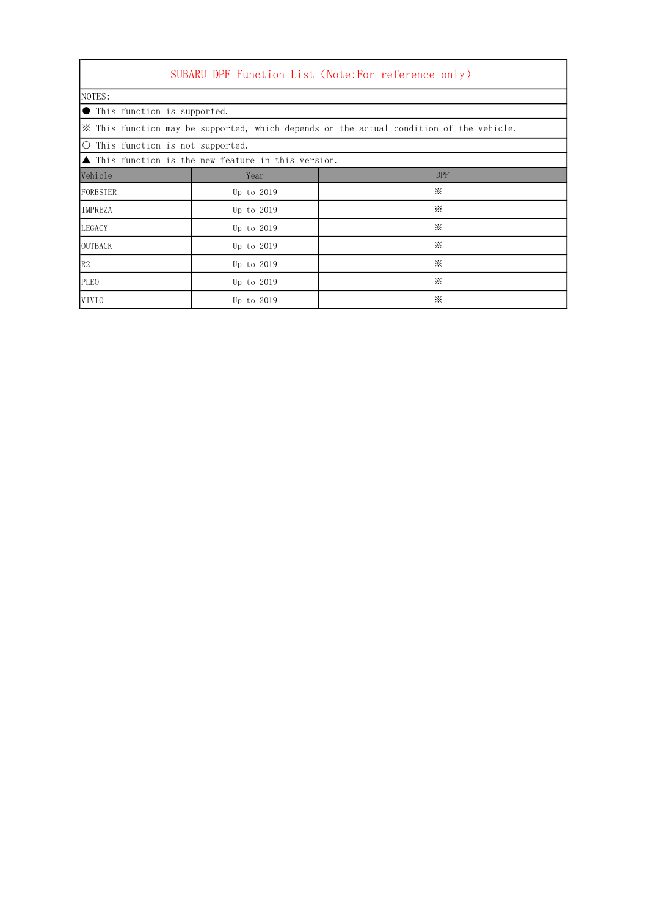# SUBARU DPF Function List（Note:For reference only）

NOTES:

● This function is supported.

※ This function may be supported, which depends on the actual condition of the vehicle.

○ This function is not supported.

▲ This function is the new feature in this version.

| Vehicle | Year | DPF |
|---|---|---|
| FORESTER | Up to 2019 | ※ |
| IMPREZA | Up to 2019 | ※ |
| LEGACY | Up to 2019 | ※ |
| OUTBACK | Up to 2019 | ※ |
| R2 | Up to 2019 | ※ |
| PLEO | Up to 2019 | ※ |
| VIVIO | Up to 2019 | ※ |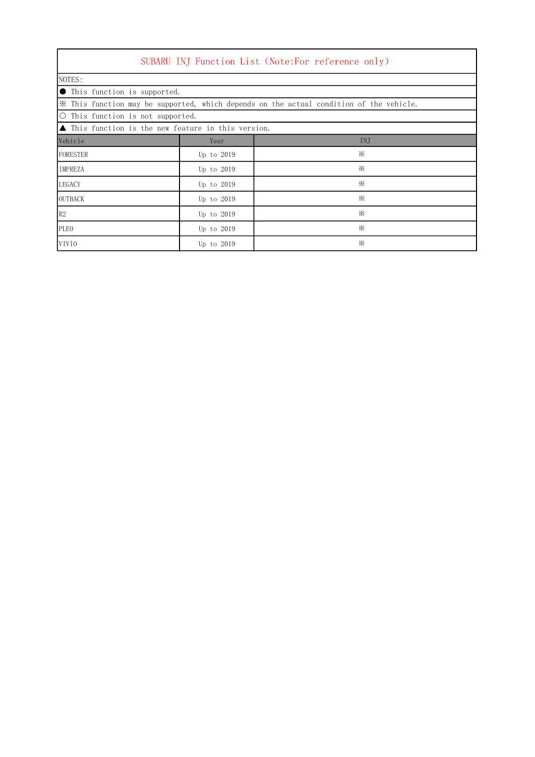# SUBARU INJ Function List（Note:For reference only）

NOTES:

● This function is supported.

※ This function may be supported, which depends on the actual condition of the vehicle.

○ This function is not supported.

▲ This function is the new feature in this version.

| Vehicle | Year | INJ |
|---|---|---|
| FORESTER | Up to 2019 | ※ |
| IMPREZA | Up to 2019 | ※ |
| LEGACY | Up to 2019 | ※ |
| OUTBACK | Up to 2019 | ※ |
| R2 | Up to 2019 | ※ |
| PLEO | Up to 2019 | ※ |
| VIVIO | Up to 2019 | ※ |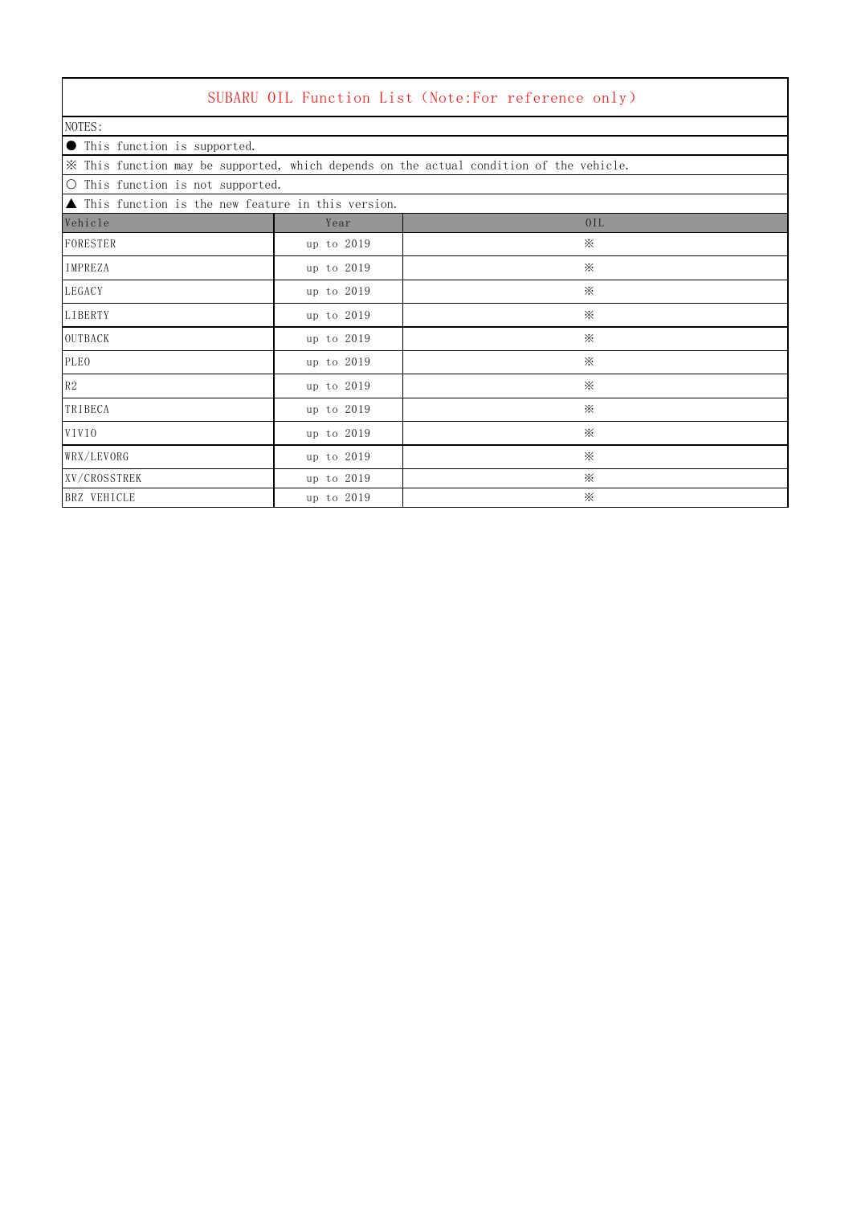# SUBARU OIL Function List（Note:For reference only）

NOTES:

● This function is supported.

※ This function may be supported, which depends on the actual condition of the vehicle.

○ This function is not supported.

▲ This function is the new feature in this version.

| Vehicle | Year | OIL |
|---|---|---|
| FORESTER | up to 2019 | ※ |
| IMPREZA | up to 2019 | ※ |
| LEGACY | up to 2019 | ※ |
| LIBERTY | up to 2019 | ※ |
| OUTBACK | up to 2019 | ※ |
| PLEO | up to 2019 | ※ |
| R2 | up to 2019 | ※ |
| TRIBECA | up to 2019 | ※ |
| VIVIO | up to 2019 | ※ |
| WRX/LEVORG | up to 2019 | ※ |
| XV/CROSSTREK | up to 2019 | ※ |
| BRZ VEHICLE | up to 2019 | ※ |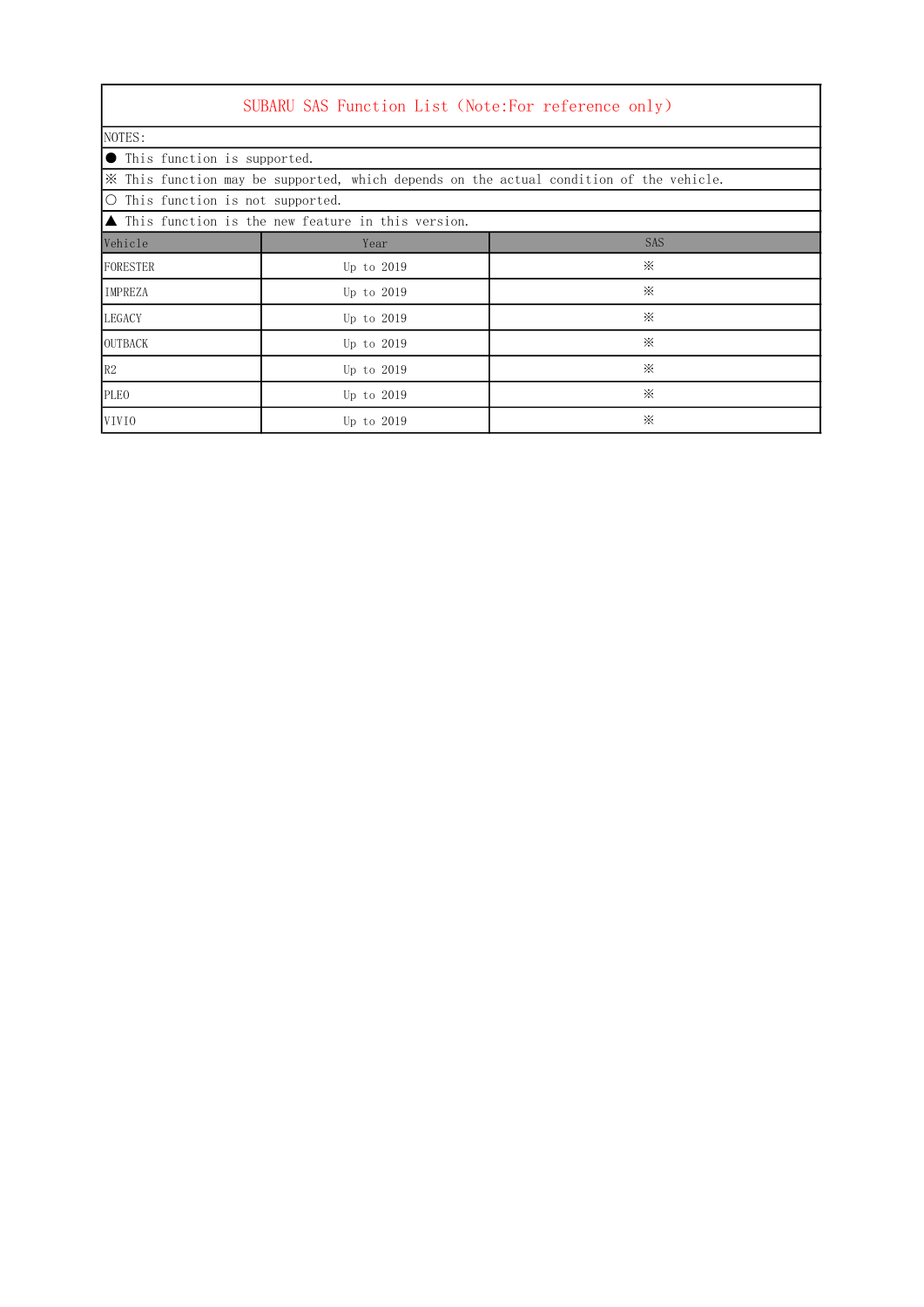# SUBARU SAS Function List（Note:For reference only）

NOTES:

● This function is supported.

※ This function may be supported, which depends on the actual condition of the vehicle.

○ This function is not supported.

▲ This function is the new feature in this version.

| Vehicle | Year | SAS |
|---|---|---|
| FORESTER | Up to 2019 | ※ |
| IMPREZA | Up to 2019 | ※ |
| LEGACY | Up to 2019 | ※ |
| OUTBACK | Up to 2019 | ※ |
| R2 | Up to 2019 | ※ |
| PLEO | Up to 2019 | ※ |
| VIVIO | Up to 2019 | ※ |